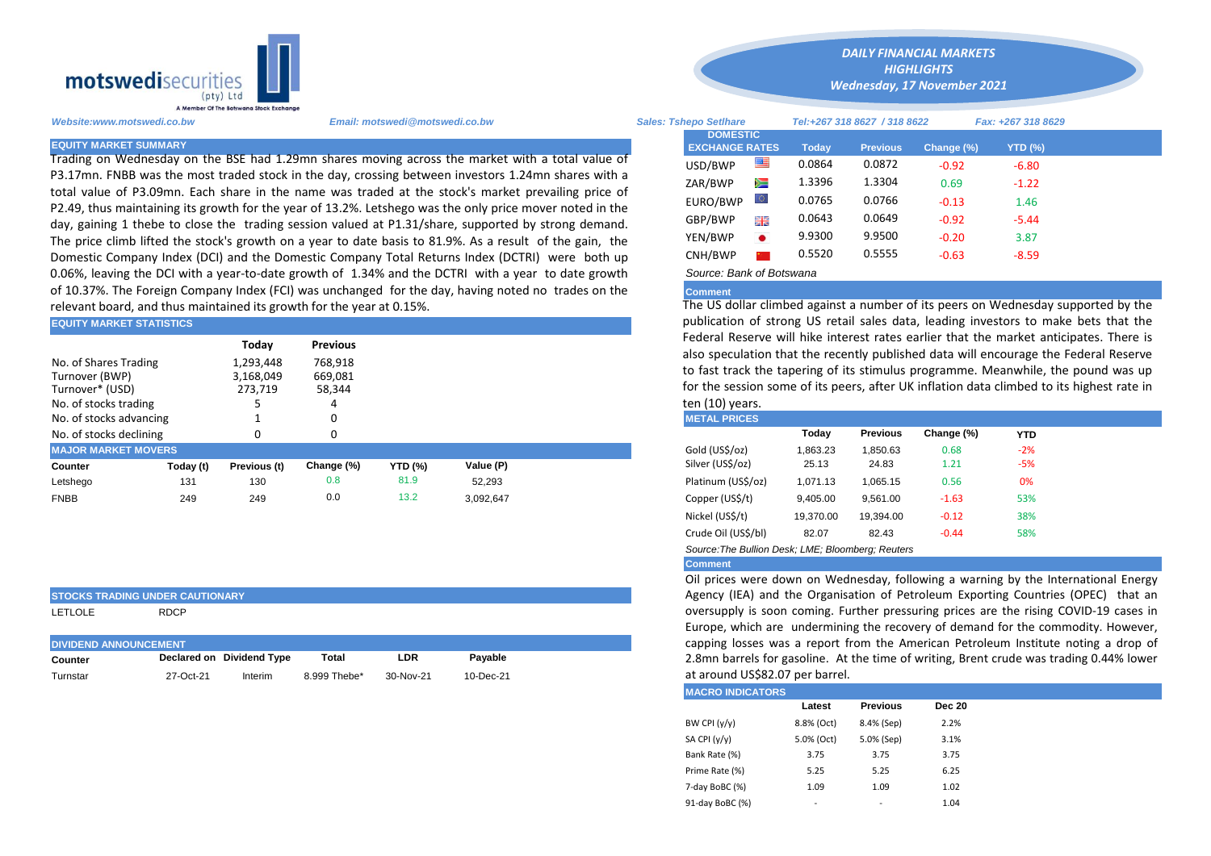motswedisecurities (pty) Ltd
A Member Of The Botswana Stock Exchange

# DAILY FINANCIAL MARKETS HIGHLIGHTS
*Wednesday, 17 November 2021*

*Website:www.motswedi.co.bw* | *Email: motswedi@motswedi.co.bw* | *Sales: Tshepo Setlhare* | *Tel:+267 318 8627 / 318 8622* | *Fax: +267 318 8629*

## EQUITY MARKET SUMMARY

Trading on Wednesday on the BSE had 1.29mn shares moving across the market with a total value of P3.17mn. FNBB was the most traded stock in the day, crossing between investors 1.24mn shares with a total value of P3.09mn. Each share in the name was traded at the stock's market prevailing price of P2.49, thus maintaining its growth for the year of 13.2%. Letshego was the only price mover noted in the day, gaining 1 thebe to close the trading session valued at P1.31/share, supported by strong demand. The price climb lifted the stock's growth on a year to date basis to 81.9%. As a result of the gain, the Domestic Company Index (DCI) and the Domestic Company Total Returns Index (DCTRI) were both up 0.06%, leaving the DCI with a year-to-date growth of 1.34% and the DCTRI with a year to date growth of 10.37%. The Foreign Company Index (FCI) was unchanged for the day, having noted no trades on the relevant board, and thus maintained its growth for the year at 0.15%.

## EQUITY MARKET STATISTICS

| | Today | Previous |
|---|---|---|
| No. of Shares Trading | 1,293,448 | 768,918 |
| Turnover (BWP) | 3,168,049 | 669,081 |
| Turnover* (USD) | 273,719 | 58,344 |
| No. of stocks trading | 5 | 4 |
| No. of stocks advancing | 1 | 0 |
| No. of stocks declining | 0 | 0 |

## MAJOR MARKET MOVERS

| Counter | Today (t) | Previous (t) | Change (%) | YTD (%) | Value (P) |
|---|---|---|---|---|---|
| Letshego | 131 | 130 | 0.8 | 81.9 | 52,293 |
| FNBB | 249 | 249 | 0.0 | 13.2 | 3,092,647 |

## STOCKS TRADING UNDER CAUTIONARY

LETLOLE RDCP

## DIVIDEND ANNOUNCEMENT

| Counter | Declared on | Dividend Type | Total | LDR | Payable |
|---|---|---|---|---|---|
| Turnstar | 27-Oct-21 | Interim | 8.999 Thebe* | 30-Nov-21 | 10-Dec-21 |

## DOMESTIC EXCHANGE RATES

| DOMESTIC EXCHANGE RATES | Today | Previous | Change (%) | YTD (%) |
|---|---|---|---|---|
| USD/BWP | 0.0864 | 0.0872 | -0.92 | -6.80 |
| ZAR/BWP | 1.3396 | 1.3304 | 0.69 | -1.22 |
| EURO/BWP | 0.0765 | 0.0766 | -0.13 | 1.46 |
| GBP/BWP | 0.0643 | 0.0649 | -0.92 | -5.44 |
| YEN/BWP | 9.9300 | 9.9500 | -0.20 | 3.87 |
| CNH/BWP | 0.5520 | 0.5555 | -0.63 | -8.59 |

*Source: Bank of Botswana*

### Comment

The US dollar climbed against a number of its peers on Wednesday supported by the publication of strong US retail sales data, leading investors to make bets that the Federal Reserve will hike interest rates earlier that the market anticipates. There is also speculation that the recently published data will encourage the Federal Reserve to fast track the tapering of its stimulus programme. Meanwhile, the pound was up for the session some of its peers, after UK inflation data climbed to its highest rate in ten (10) years.

## METAL PRICES

| | Today | Previous | Change (%) | YTD |
|---|---|---|---|---|
| Gold (US$/oz) | 1,863.23 | 1,850.63 | 0.68 | -2% |
| Silver (US$/oz) | 25.13 | 24.83 | 1.21 | -5% |
| Platinum (US$/oz) | 1,071.13 | 1,065.15 | 0.56 | 0% |
| Copper (US$/t) | 9,405.00 | 9,561.00 | -1.63 | 53% |
| Nickel (US$/t) | 19,370.00 | 19,394.00 | -0.12 | 38% |
| Crude Oil (US$/bl) | 82.07 | 82.43 | -0.44 | 58% |

*Source:The Bullion Desk; LME; Bloomberg; Reuters*

### Comment

Oil prices were down on Wednesday, following a warning by the International Energy Agency (IEA) and the Organisation of Petroleum Exporting Countries (OPEC) that an oversupply is soon coming. Further pressuring prices are the rising COVID-19 cases in Europe, which are undermining the recovery of demand for the commodity. However, capping losses was a report from the American Petroleum Institute noting a drop of 2.8mn barrels for gasoline. At the time of writing, Brent crude was trading 0.44% lower at around US$82.07 per barrel.

## MACRO INDICATORS

| | Latest | Previous | Dec 20 |
|---|---|---|---|
| BW CPI (y/y) | 8.8% (Oct) | 8.4% (Sep) | 2.2% |
| SA CPI (y/y) | 5.0% (Oct) | 5.0% (Sep) | 3.1% |
| Bank Rate (%) | 3.75 | 3.75 | 3.75 |
| Prime Rate (%) | 5.25 | 5.25 | 6.25 |
| 7-day BoBC (%) | 1.09 | 1.09 | 1.02 |
| 91-day BoBC (%) | - | - | 1.04 |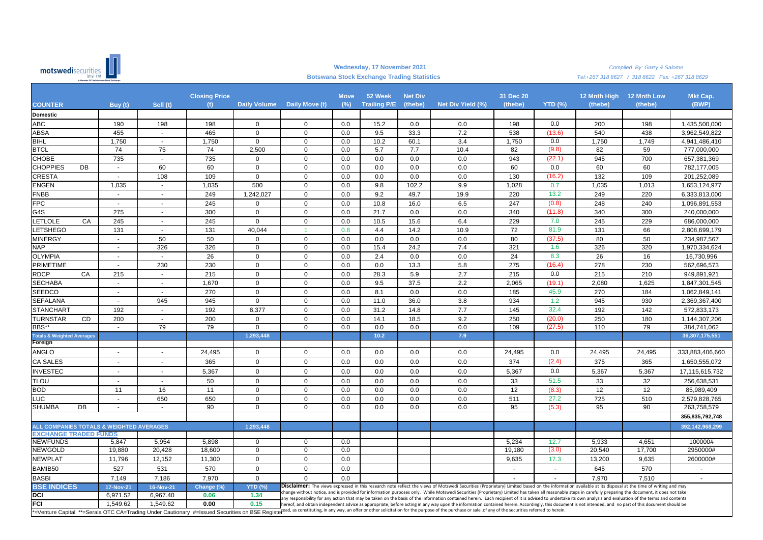motswedisecurities (pty) Ltd
A Member Of The Botswana Stock Exchange

**Wednesday, 17 November 2021**

**Botswana Stock Exchange Trading Statistics**

*Compiled By: Garry & Salome*

*Tel:+267 318 8627 / 318 8622 Fax: +267 318 8629*

| COUNTER | | Buy (t) | Sell (t) | Closing Price (t) | Daily Volume | Daily Move (t) | Move (%) | 52 Week Trailing P/E | Net Div (thebe) | Net Div Yield (%) | 31 Dec 20 (thebe) | YTD (%) | 12 Mnth High (thebe) | 12 Mnth Low (thebe) | Mkt Cap. (BWP) |
|---|---|---|---|---|---|---|---|---|---|---|---|---|---|---|---|
| **Domestic** | | | | | | | | | | | | | | | |
| ABC | | 190 | 198 | 198 | 0 | 0 | 0.0 | 15.2 | 0.0 | 0.0 | 198 | 0.0 | 200 | 198 | 1,435,500,000 |
| ABSA | | 455 | - | 465 | 0 | 0 | 0.0 | 9.5 | 33.3 | 7.2 | 538 | (13.6) | 540 | 438 | 3,962,549,822 |
| BIHL | | 1,750 | - | 1,750 | 0 | 0 | 0.0 | 10.2 | 60.1 | 3.4 | 1,750 | 0.0 | 1,750 | 1,749 | 4,941,486,410 |
| BTCL | | 74 | 75 | 74 | 2,500 | 0 | 0.0 | 5.7 | 7.7 | 10.4 | 82 | (9.8) | 82 | 59 | 777,000,000 |
| CHOBE | | 735 | - | 735 | 0 | 0 | 0.0 | 0.0 | 0.0 | 0.0 | 943 | (22.1) | 945 | 700 | 657,381,369 |
| CHOPPIES | DB | - | 60 | 60 | 0 | 0 | 0.0 | 0.0 | 0.0 | 0.0 | 60 | 0.0 | 60 | 60 | 782,177,005 |
| CRESTA | | - | 108 | 109 | 0 | 0 | 0.0 | 0.0 | 0.0 | 0.0 | 130 | (16.2) | 132 | 109 | 201,252,089 |
| ENGEN | | 1,035 | - | 1,035 | 500 | 0 | 0.0 | 9.8 | 102.2 | 9.9 | 1,028 | 0.7 | 1,035 | 1,013 | 1,653,124,977 |
| FNBB | | - | - | 249 | 1,242,027 | 0 | 0.0 | 9.2 | 49.7 | 19.9 | 220 | 13.2 | 249 | 220 | 6,333,813,000 |
| FPC | | - | - | 245 | 0 | 0 | 0.0 | 10.8 | 16.0 | 6.5 | 247 | (0.8) | 248 | 240 | 1,096,891,553 |
| G4S | | 275 | - | 300 | 0 | 0 | 0.0 | 21.7 | 0.0 | 0.0 | 340 | (11.8) | 340 | 300 | 240,000,000 |
| LETLOLE | CA | 245 | - | 245 | 0 | 0 | 0.0 | 10.5 | 15.6 | 6.4 | 229 | 7.0 | 245 | 229 | 686,000,000 |
| LETSHEGO | | 131 | - | 131 | 40,044 | 1 | 0.8 | 4.4 | 14.2 | 10.9 | 72 | 81.9 | 131 | 66 | 2,808,699,179 |
| MINERGY | | - | 50 | 50 | 0 | 0 | 0.0 | 0.0 | 0.0 | 0.0 | 80 | (37.5) | 80 | 50 | 234,987,567 |
| NAP | | - | 326 | 326 | 0 | 0 | 0.0 | 15.4 | 24.2 | 7.4 | 321 | 1.6 | 326 | 320 | 1,970,334,624 |
| OLYMPIA | | - | - | 26 | 0 | 0 | 0.0 | 2.4 | 0.0 | 0.0 | 24 | 8.3 | 26 | 16 | 16,730,996 |
| PRIMETIME | | - | 230 | 230 | 0 | 0 | 0.0 | 0.0 | 13.3 | 5.8 | 275 | (16.4) | 278 | 230 | 562,696,573 |
| RDCP | CA | 215 | - | 215 | 0 | 0 | 0.0 | 28.3 | 5.9 | 2.7 | 215 | 0.0 | 215 | 210 | 949,891,921 |
| SECHABA | | - | - | 1,670 | 0 | 0 | 0.0 | 9.5 | 37.5 | 2.2 | 2,065 | (19.1) | 2,080 | 1,625 | 1,847,301,545 |
| SEEDCO | | - | - | 270 | 0 | 0 | 0.0 | 8.1 | 0.0 | 0.0 | 185 | 45.9 | 270 | 184 | 1,062,849,141 |
| SEFALANA | | - | 945 | 945 | 0 | 0 | 0.0 | 11.0 | 36.0 | 3.8 | 934 | 1.2 | 945 | 930 | 2,369,367,400 |
| STANCHART | | 192 | - | 192 | 8,377 | 0 | 0.0 | 31.2 | 14.8 | 7.7 | 145 | 32.4 | 192 | 142 | 572,833,173 |
| TURNSTAR | CD | 200 | - | 200 | 0 | 0 | 0.0 | 14.1 | 18.5 | 9.2 | 250 | (20.0) | 250 | 180 | 1,144,307,206 |
| BBS** | | - | 79 | 79 | 0 | 0 | 0.0 | 0.0 | 0.0 | 0.0 | 109 | (27.5) | 110 | 79 | 384,741,062 |
| **Totals & Weighted Averages** | | | | | 1,293,448 | | | 10.2 | | 7.9 | | | | | 36,307,175,551 |
| **Foreign** | | | | | | | | | | | | | | | |
| ANGLO | | - | - | 24,495 | 0 | 0 | 0.0 | 0.0 | 0.0 | 0.0 | 24,495 | 0.0 | 24,495 | 24,495 | 333,883,406,660 |
| CA SALES | | - | - | 365 | 0 | 0 | 0.0 | 0.0 | 0.0 | 0.0 | 374 | (2.4) | 375 | 365 | 1,650,555,072 |
| INVESTEC | | - | - | 5,367 | 0 | 0 | 0.0 | 0.0 | 0.0 | 0.0 | 5,367 | 0.0 | 5,367 | 5,367 | 17,115,615,732 |
| TLOU | | - | - | 50 | 0 | 0 | 0.0 | 0.0 | 0.0 | 0.0 | 33 | 51.5 | 33 | 32 | 256,638,531 |
| BOD | | 11 | 16 | 11 | 0 | 0 | 0.0 | 0.0 | 0.0 | 0.0 | 12 | (8.3) | 12 | 12 | 85,989,409 |
| LUC | | - | 650 | 650 | 0 | 0 | 0.0 | 0.0 | 0.0 | 0.0 | 511 | 27.2 | 725 | 510 | 2,579,828,765 |
| SHUMBA | DB | - | - | 90 | 0 | 0 | 0.0 | 0.0 | 0.0 | 0.0 | 95 | (5.3) | 95 | 90 | 263,758,579 |
| | | | | | | | | | | | | | | | 355,835,792,748 |
| **ALL COMPANIES TOTALS & WEIGHTED AVERAGES** | | | | | 1,293,448 | | | | | | | | | | 392,142,968,299 |
| **EXCHANGE TRADED FUNDS** | | | | | | | | | | | | | | | |
| NEWFUNDS | | 5,847 | 5,954 | 5,898 | 0 | 0 | 0.0 | | | | 5,234 | 12.7 | 5,933 | 4,651 | 100000# |
| NEWGOLD | | 19,880 | 20,428 | 18,600 | 0 | 0 | 0.0 | | | | 19,180 | (3.0) | 20,540 | 17,700 | 2950000# |
| NEWPLAT | | 11,796 | 12,152 | 11,300 | 0 | 0 | 0.0 | | | | 9,635 | 17.3 | 13,200 | 9,635 | 2600000# |
| BAMIB50 | | 527 | 531 | 570 | 0 | 0 | 0.0 | | | | - | - | 645 | 570 | - |
| BASBI | | 7,149 | 7,186 | 7,970 | 0 | 0 | 0.0 | | | | - | - | 7,970 | 7,510 | - |

| BSE INDICES | 17-Nov-21 | 16-Nov-21 | Change (%) | YTD (%) |
|---|---|---|---|---|
| DCI | 6,971.52 | 6,967.40 | 0.06 | 1.34 |
| FCI | 1,549.62 | 1,549.62 | 0.00 | 0.15 |

*=Venture Capital **=Serala OTC CA=Trading Under Cautionary #=Issued Securities on BSE Register

**Disclaimer:** The views expressed in this research note reflect the views of Motswedi Securities (Proprietary) Limited based on the information available at its disposal at the time of writing and may change without notice, and is provided for information purposes only. While Motswedi Securities (Proprietary) Limited has taken all reasonable steps in carefully preparing the document, it does not take any responsibility for any action that may be taken on the basis of the information contained herein. Each recipient of it is advised to undertake its own analysis and evaluation of the terms and contents hereof, and obtain independent advice as appropriate, before acting in any way upon the information contained herein. Accordingly, this document is not intended, and no part of this document should be read, as constituting, in any way, an offer or other solicitation for the purpose of the purchase or sale .of any of the securities referred to herein.